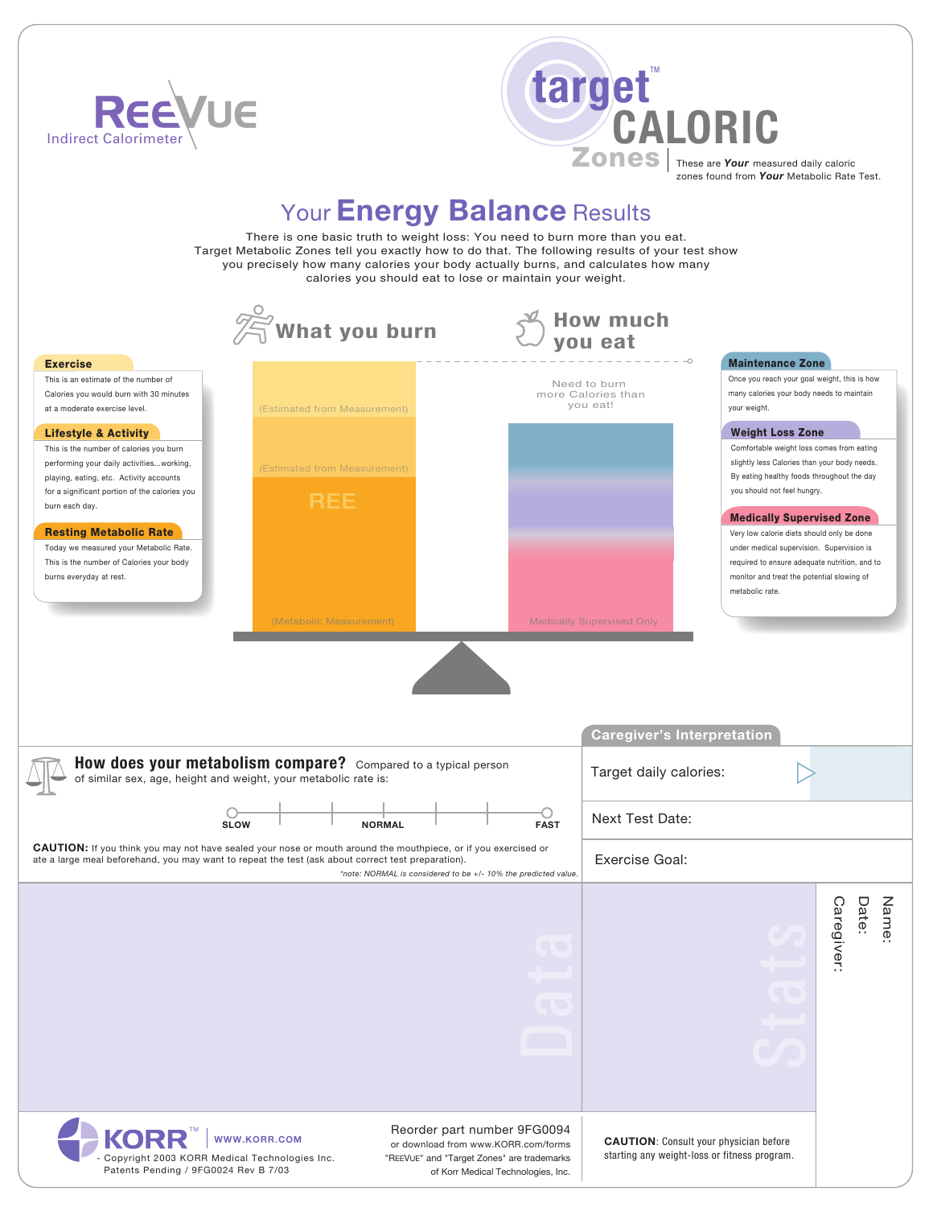REEVUE
Indirect Calorimeter

target™ CALORIC Zones

These are ***Your*** measured daily caloric zones found from ***Your*** Metabolic Rate Test.

# Your **Energy Balance** Results

There is one basic truth to weight loss: You need to burn more than you eat. Target Metabolic Zones tell you exactly how to do that. The following results of your test show you precisely how many calories your body actually burns, and calculates how many calories you should eat to lose or maintain your weight.

## What you burn

**Exercise**

This is an estimate of the number of Calories you would burn with 30 minutes at a moderate exercise level.

(Estimated from Measurement)

**Lifestyle & Activity**

This is the number of calories you burn performing your daily activities...working, playing, eating, etc. Activity accounts for a significant portion of the calories you burn each day.

(Estimated from Measurement)

**Resting Metabolic Rate**

Today we measured your Metabolic Rate. This is the number of Calories your body burns everyday at rest.

REE

(Metabolic Measurement)

## How much you eat

Need to burn more Calories than you eat!

**Maintenance Zone**

Once you reach your goal weight, this is how many calories your body needs to maintain your weight.

**Weight Loss Zone**

Comfortable weight loss comes from eating slightly less Calories than your body needs. By eating healthy foods throughout the day you should not feel hungry.

**Medically Supervised Zone**

Very low calorie diets should only be done under medical supervision. Supervision is required to ensure adequate nutrition, and to monitor and treat the potential slowing of metabolic rate.

Medically Supervised Only

## How does your metabolism compare?

Compared to a typical person of similar sex, age, height and weight, your metabolic rate is:

SLOW — NORMAL — FAST

**CAUTION:** If you think you may not have sealed your nose or mouth around the mouthpiece, or if you exercised or ate a large meal beforehand, you may want to repeat the test (ask about correct test preparation).

*\*note: NORMAL is considered to be +/- 10% the predicted value.*

## Caregiver's Interpretation

Target daily calories:

Next Test Date:

Exercise Goal:

Data

Stats

Name:
Date:
Caregiver:

KORR™ WWW.KORR.COM
Copyright 2003 KORR Medical Technologies Inc.
Patents Pending / 9FG0024 Rev B 7/03

Reorder part number 9FG0094
or download from www.KORR.com/forms
"REEVUE" and "Target Zones" are trademarks of Korr Medical Technologies, Inc.

**CAUTION**: Consult your physician before starting any weight-loss or fitness program.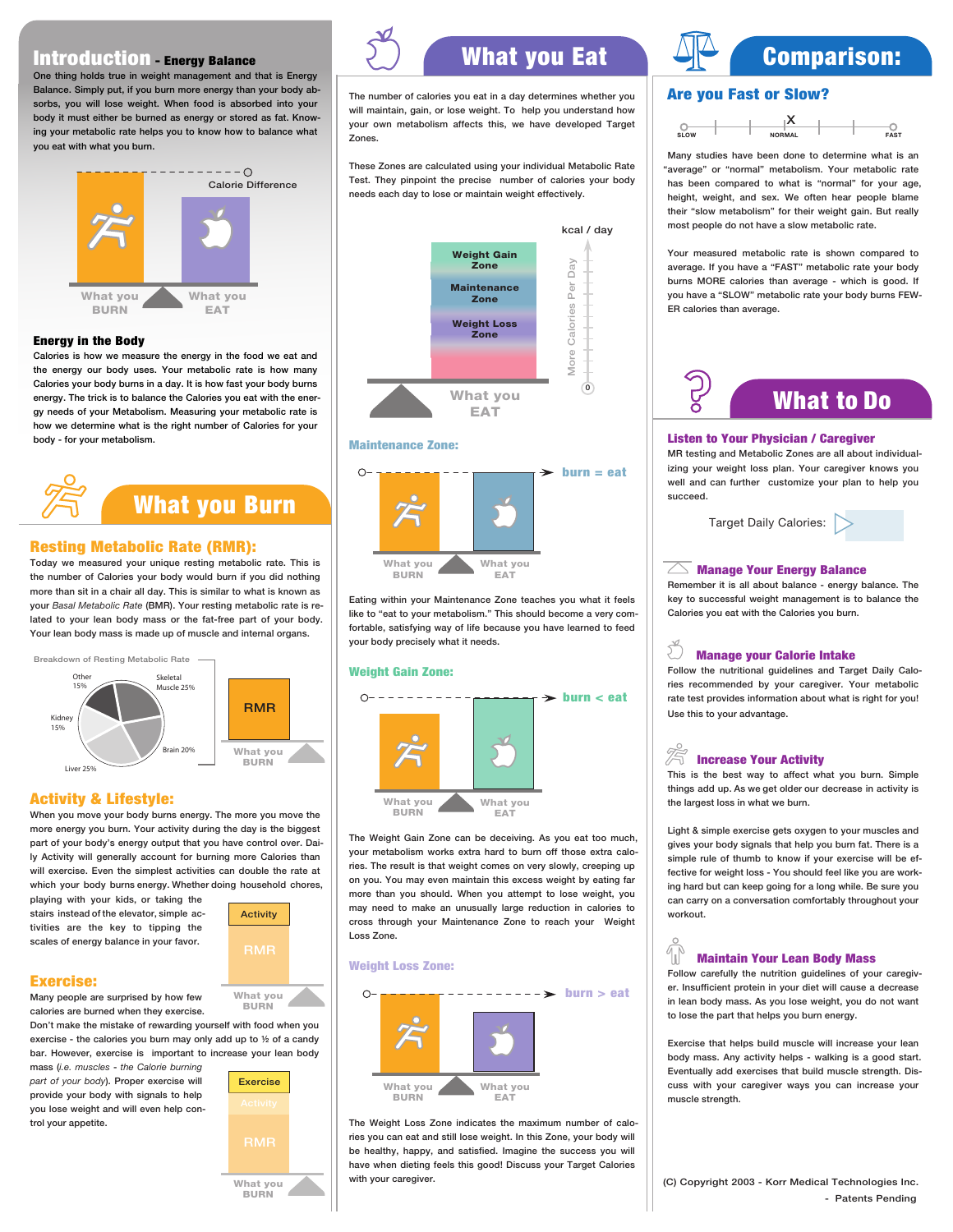## Introduction - Energy Balance

One thing holds true in weight management and that is Energy Balance. Simply put, if you burn more energy than your body absorbs, you will lose weight. When food is absorbed into your body it must either be burned as energy or stored as fat. Knowing your metabolic rate helps you to know how to balance what you eat with what you burn.

Calorie Difference

What you BURN

What you EAT

### Energy in the Body

Calories is how we measure the energy in the food we eat and the energy our body uses. Your metabolic rate is how many Calories your body burns in a day. It is how fast your body burns energy. The trick is to balance the Calories you eat with the energy needs of your Metabolism. Measuring your metabolic rate is how we determine what is the right number of Calories for your body - for your metabolism.

## What you Burn

### Resting Metabolic Rate (RMR):

Today we measured your unique resting metabolic rate. This is the number of Calories your body would burn if you did nothing more than sit in a chair all day. This is similar to what is known as your *Basal Metabolic Rate* (BMR). Your resting metabolic rate is related to your lean body mass or the fat-free part of your body. Your lean body mass is made up of muscle and internal organs.

Breakdown of Resting Metabolic Rate

Other 15%

Skeletal Muscle 25%

Kidney 15%

Brain 20%

Liver 25%

RMR

What you BURN

### Activity & Lifestyle:

When you move your body burns energy. The more you move the more energy you burn. Your activity during the day is the biggest part of your body's energy output that you have control over. Daily Activity will generally account for burning more Calories than will exercise. Even the simplest activities can double the rate at which your body burns energy. Whether doing household chores, playing with your kids, or taking the stairs instead of the elevator, simple activities are the key to tipping the scales of energy balance in your favor.

Activity

RMR

What you BURN

### Exercise:

Many people are surprised by how few calories are burned when they exercise. Don't make the mistake of rewarding yourself with food when you exercise - the calories you burn may only add up to ½ of a candy bar. However, exercise is important to increase your lean body mass (*i.e. muscles - the Calorie burning part of your body*). Proper exercise will provide your body with signals to help you lose weight and will even help control your appetite.

Exercise

Activity

RMR

What you BURN

## What you Eat

The number of calories you eat in a day determines whether you will maintain, gain, or lose weight. To help you understand how your own metabolism affects this, we have developed Target Zones.

These Zones are calculated using your individual Metabolic Rate Test. They pinpoint the precise number of calories your body needs each day to lose or maintain weight effectively.

kcal / day

Weight Gain Zone

Maintenance Zone

Weight Loss Zone

More Calories Per Day

0

What you EAT

### Maintenance Zone:

burn = eat

What you BURN

What you EAT

Eating within your Maintenance Zone teaches you what it feels like to "eat to your metabolism." This should become a very comfortable, satisfying way of life because you have learned to feed your body precisely what it needs.

### Weight Gain Zone:

burn < eat

What you BURN

What you EAT

The Weight Gain Zone can be deceiving. As you eat too much, your metabolism works extra hard to burn off those extra calories. The result is that weight comes on very slowly, creeping up on you. You may even maintain this excess weight by eating far more than you should. When you attempt to lose weight, you may need to make an unusually large reduction in calories to cross through your Maintenance Zone to reach your Weight Loss Zone.

### Weight Loss Zone:

burn > eat

What you BURN

What you EAT

The Weight Loss Zone indicates the maximum number of calories you can eat and still lose weight. In this Zone, your body will be healthy, happy, and satisfied. Imagine the success you will have when dieting feels this good! Discuss your Target Calories with your caregiver.

## Comparison:

### Are you Fast or Slow?

SLOW

NORMAL

FAST

X

Many studies have been done to determine what is an "average" or "normal" metabolism. Your metabolic rate has been compared to what is "normal" for your age, height, weight, and sex. We often hear people blame their "slow metabolism" for their weight gain. But really most people do not have a slow metabolic rate.

Your measured metabolic rate is shown compared to average. If you have a "FAST" metabolic rate your body burns MORE calories than average - which is good. If you have a "SLOW" metabolic rate your body burns FEWER calories than average.

## What to Do

### Listen to Your Physician / Caregiver

MR testing and Metabolic Zones are all about individualizing your weight loss plan. Your caregiver knows you well and can further customize your plan to help you succeed.

Target Daily Calories:

### Manage Your Energy Balance

Remember it is all about balance - energy balance. The key to successful weight management is to balance the Calories you eat with the Calories you burn.

### Manage your Calorie Intake

Follow the nutritional guidelines and Target Daily Calories recommended by your caregiver. Your metabolic rate test provides information about what is right for you! Use this to your advantage.

### Increase Your Activity

This is the best way to affect what you burn. Simple things add up. As we get older our decrease in activity is the largest loss in what we burn.

Light & simple exercise gets oxygen to your muscles and gives your body signals that help you burn fat. There is a simple rule of thumb to know if your exercise will be effective for weight loss - You should feel like you are working hard but can keep going for a long while. Be sure you can carry on a conversation comfortably throughout your workout.

### Maintain Your Lean Body Mass

Follow carefully the nutrition guidelines of your caregiver. Insufficient protein in your diet will cause a decrease in lean body mass. As you lose weight, you do not want to lose the part that helps you burn energy.

Exercise that helps build muscle will increase your lean body mass. Any activity helps - walking is a good start. Eventually add exercises that build muscle strength. Discuss with your caregiver ways you can increase your muscle strength.

(C) Copyright 2003 - Korr Medical Technologies Inc. - Patents Pending